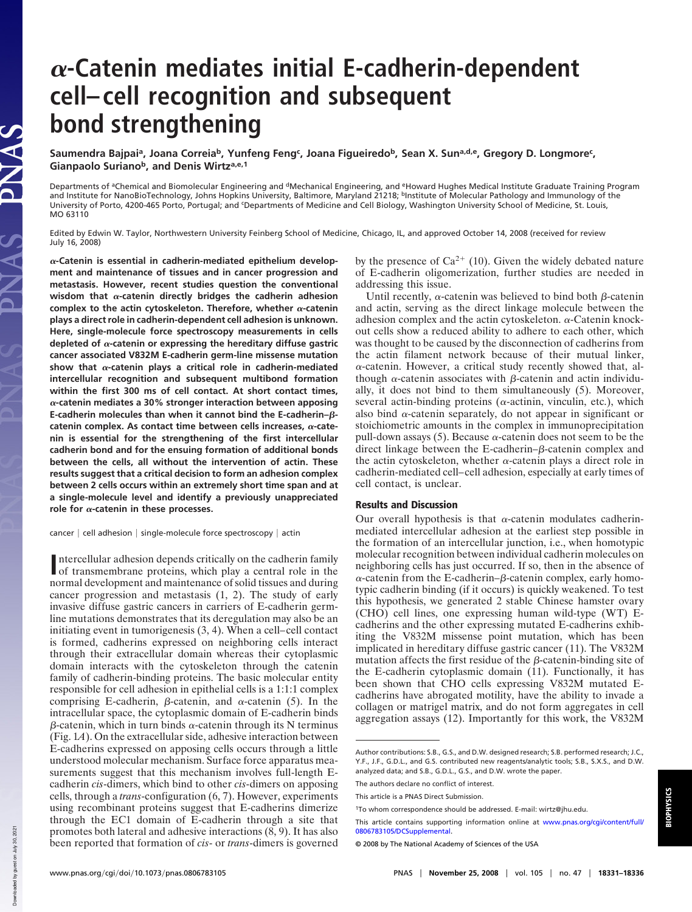# α-Catenin mediates initial E-cadherin-dependent cell–cell recognition and subsequent bond strengthening

Saumendra Bajpai[a], Joana Correia[b], Yunfeng Feng[c], Joana Figueiredo[b], Sean X. Sun[a,d,e], Gregory D. Longmore[c], Gianpaolo Suriano[b], and Denis Wirtz[a,e,1]

Departments of [a]Chemical and Biomolecular Engineering and [d]Mechanical Engineering, and [e]Howard Hughes Medical Institute Graduate Training Program and Institute for NanoBioTechnology, Johns Hopkins University, Baltimore, Maryland 21218; [b]Institute of Molecular Pathology and Immunology of the University of Porto, 4200-465 Porto, Portugal; and [c]Departments of Medicine and Cell Biology, Washington University School of Medicine, St. Louis, MO 63110

Edited by Edwin W. Taylor, Northwestern University Feinberg School of Medicine, Chicago, IL, and approved October 14, 2008 (received for review July 16, 2008)

**α-Catenin is essential in cadherin-mediated epithelium development and maintenance of tissues and in cancer progression and metastasis. However, recent studies question the conventional wisdom that α-catenin directly bridges the cadherin adhesion complex to the actin cytoskeleton. Therefore, whether α-catenin plays a direct role in cadherin-dependent cell adhesion is unknown. Here, single-molecule force spectroscopy measurements in cells depleted of α-catenin or expressing the hereditary diffuse gastric cancer associated V832M E-cadherin germ-line missense mutation show that α-catenin plays a critical role in cadherin-mediated intercellular recognition and subsequent multibond formation within the first 300 ms of cell contact. At short contact times, α-catenin mediates a 30% stronger interaction between apposing E-cadherin molecules than when it cannot bind the E-cadherin–β-catenin complex. As contact time between cells increases, α-catenin is essential for the strengthening of the first intercellular cadherin bond and for the ensuing formation of additional bonds between the cells, all without the intervention of actin. These results suggest that a critical decision to form an adhesion complex between 2 cells occurs within an extremely short time span and at a single-molecule level and identify a previously unappreciated role for α-catenin in these processes.**

cancer | cell adhesion | single-molecule force spectroscopy | actin

Intercellular adhesion depends critically on the cadherin family of transmembrane proteins, which play a central role in the normal development and maintenance of solid tissues and during cancer progression and metastasis (1, 2). The study of early invasive diffuse gastric cancers in carriers of E-cadherin germ-line mutations demonstrates that its deregulation may also be an initiating event in tumorigenesis (3, 4). When a cell–cell contact is formed, cadherins expressed on neighboring cells interact through their extracellular domain whereas their cytoplasmic domain interacts with the cytoskeleton through the catenin family of cadherin-binding proteins. The basic molecular entity responsible for cell adhesion in epithelial cells is a 1:1:1 complex comprising E-cadherin, β-catenin, and α-catenin (5). In the intracellular space, the cytoplasmic domain of E-cadherin binds β-catenin, which in turn binds α-catenin through its N terminus (Fig. 1*A*). On the extracellular side, adhesive interaction between E-cadherins expressed on apposing cells occurs through a little understood molecular mechanism. Surface force apparatus measurements suggest that this mechanism involves full-length E-cadherin *cis*-dimers, which bind to other *cis*-dimers on apposing cells, through a *trans*-configuration (6, 7). However, experiments using recombinant proteins suggest that E-cadherins dimerize through the EC1 domain of E-cadherin through a site that promotes both lateral and adhesive interactions (8, 9). It has also been reported that formation of *cis*- or *trans*-dimers is governed by the presence of $Ca^{2+}$ (10). Given the widely debated nature of E-cadherin oligomerization, further studies are needed in addressing this issue.

Until recently, α-catenin was believed to bind both β-catenin and actin, serving as the direct linkage molecule between the adhesion complex and the actin cytoskeleton. α-Catenin knockout cells show a reduced ability to adhere to each other, which was thought to be caused by the disconnection of cadherins from the actin filament network because of their mutual linker, α-catenin. However, a critical study recently showed that, although α-catenin associates with β-catenin and actin individually, it does not bind to them simultaneously (5). Moreover, several actin-binding proteins (α-actinin, vinculin, etc.), which also bind α-catenin separately, do not appear in significant or stoichiometric amounts in the complex in immunoprecipitation pull-down assays (5). Because α-catenin does not seem to be the direct linkage between the E-cadherin–β-catenin complex and the actin cytoskeleton, whether α-catenin plays a direct role in cadherin-mediated cell–cell adhesion, especially at early times of cell contact, is unclear.

## Results and Discussion

Our overall hypothesis is that α-catenin modulates cadherin-mediated intercellular adhesion at the earliest step possible in the formation of an intercellular junction, i.e., when homotypic molecular recognition between individual cadherin molecules on neighboring cells has just occurred. If so, then in the absence of α-catenin from the E-cadherin–β-catenin complex, early homotypic cadherin binding (if it occurs) is quickly weakened. To test this hypothesis, we generated 2 stable Chinese hamster ovary (CHO) cell lines, one expressing human wild-type (WT) E-cadherins and the other expressing mutated E-cadherins exhibiting the V832M missense point mutation, which has been implicated in hereditary diffuse gastric cancer (11). The V832M mutation affects the first residue of the β-catenin-binding site of the E-cadherin cytoplasmic domain (11). Functionally, it has been shown that CHO cells expressing V832M mutated E-cadherins have abrogated motility, have the ability to invade a collagen or matrigel matrix, and do not form aggregates in cell aggregation assays (12). Importantly for this work, the V832M

Author contributions: S.B., G.S., and D.W. designed research; S.B. performed research; J.C., Y.F., J.F., G.D.L., and G.S. contributed new reagents/analytic tools; S.B., S.X.S., and D.W. analyzed data; and S.B., G.D.L., G.S., and D.W. wrote the paper.

The authors declare no conflict of interest.

This article is a PNAS Direct Submission.

[1]To whom correspondence should be addressed. E-mail: wirtz@jhu.edu.

This article contains supporting information online at www.pnas.org/cgi/content/full/0806783105/DCSupplemental.

© 2008 by The National Academy of Sciences of the USA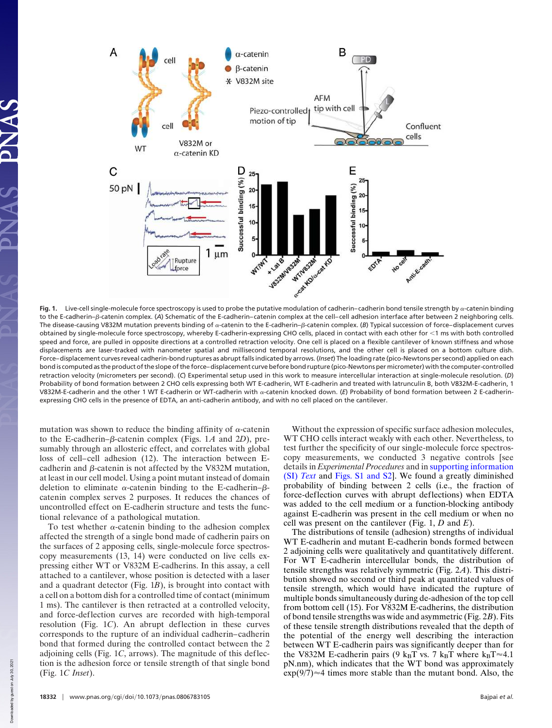**Fig. 1.** Live-cell single-molecule force spectroscopy is used to probe the putative modulation of cadherin–cadherin bond tensile strength by α-catenin binding to the E-cadherin–β-catenin complex. (*A*) Schematic of the E-cadherin–β-catenin complex at the cell–cell adhesion interface after between 2 neighboring cells. The disease-causing V832M mutation prevents binding of α-catenin to the E-cadherin–β-catenin complex. (*B*) Typical succession of force–displacement curves obtained by single-molecule force spectroscopy, whereby E-cadherin-expressing CHO cells, placed in contact with each other for <1 ms with both controlled speed and force, are pulled in opposite directions at a controlled retraction velocity. One cell is placed on a flexible cantilever of known stiffness and whose displacements are laser-tracked with nanometer spatial and millisecond temporal resolutions, and the other cell is placed on a bottom culture dish. Force–displacement curves reveal cadherin-bond ruptures as abrupt falls indicated by arrows. (*Inset*) The loading rate (pico-Newtons per second) applied on each bond is computed as the product of the slope of the force–displacement curve before bond rupture (pico-Newtons per micrometer) with the computer-controlled retraction velocity (micrometers per second). (*C*) Experimental setup used in this work to measure intercellular interaction at single-molecule resolution. (*D*) Probability of bond formation between 2 CHO cells expressing both WT E-cadherin, WT E-cadherin and treated with latrunculin B, both V832M-E-cadherin, 1 V832M-E-cadherin and the other 1 WT E-cadherin or WT-cadherin with α-catenin knocked down. (*E*) Probability of bond formation between 2 E-cadherin-expressing CHO cells in the presence of EDTA, an anti-cadherin antibody, and with no cell placed on the cantilever.

mutation was shown to reduce the binding affinity of α-catenin to the E-cadherin–β-catenin complex (Figs. 1*A* and 2*D*), presumably through an allosteric effect, and correlates with global loss of cell–cell adhesion (12). The interaction between E-cadherin and β-catenin is not affected by the V832M mutation, at least in our cell model. Using a point mutant instead of domain deletion to eliminate α-catenin binding to the E-cadherin–β-catenin complex serves 2 purposes. It reduces the chances of uncontrolled effect on E-cadherin structure and tests the functional relevance of a pathological mutation.

To test whether α-catenin binding to the adhesion complex affected the strength of a single bond made of cadherin pairs on the surfaces of 2 apposing cells, single-molecule force spectroscopy measurements (13, 14) were conducted on live cells expressing either WT or V832M E-cadherins. In this assay, a cell attached to a cantilever, whose position is detected with a laser and a quadrant detector (Fig. 1*B*), is brought into contact with a cell on a bottom dish for a controlled time of contact (minimum 1 ms). The cantilever is then retracted at a controlled velocity, and force-deflection curves are recorded with high-temporal resolution (Fig. 1*C*). An abrupt deflection in these curves corresponds to the rupture of an individual cadherin–cadherin bond that formed during the controlled contact between the 2 adjoining cells (Fig. 1*C*, arrows). The magnitude of this deflection is the adhesion force or tensile strength of that single bond (Fig. 1*C Inset*).

Without the expression of specific surface adhesion molecules, WT CHO cells interact weakly with each other. Nevertheless, to test further the specificity of our single-molecule force spectroscopy measurements, we conducted 3 negative controls [see details in *Experimental Procedures* and in supporting information (SI) *Text* and Figs. S1 and S2]. We found a greatly diminished probability of binding between 2 cells (i.e., the fraction of force-deflection curves with abrupt deflections) when EDTA was added to the cell medium or a function-blocking antibody against E-cadherin was present in the cell medium or when no cell was present on the cantilever (Fig. 1, *D* and *E*).

The distributions of tensile (adhesion) strengths of individual WT E-cadherin and mutant E-cadherin bonds formed between 2 adjoining cells were qualitatively and quantitatively different. For WT E-cadherin intercellular bonds, the distribution of tensile strengths was relatively symmetric (Fig. 2*A*). This distribution showed no second or third peak at quantitated values of tensile strength, which would have indicated the rupture of multiple bonds simultaneously during de-adhesion of the top cell from bottom cell (15). For V832M E-cadherins, the distribution of bond tensile strengths was wide and asymmetric (Fig. 2*B*). Fits of these tensile strength distributions revealed that the depth of the potential of the energy well describing the interaction between WT E-cadherin pairs was significantly deeper than for the V832M E-cadherin pairs (9 $k_BT$ vs. 7 $k_BT$ where $k_BT \approx 4.1$ pN.nm), which indicates that the WT bond was approximately $\exp(9/7) \approx 4$ times more stable than the mutant bond. Also, the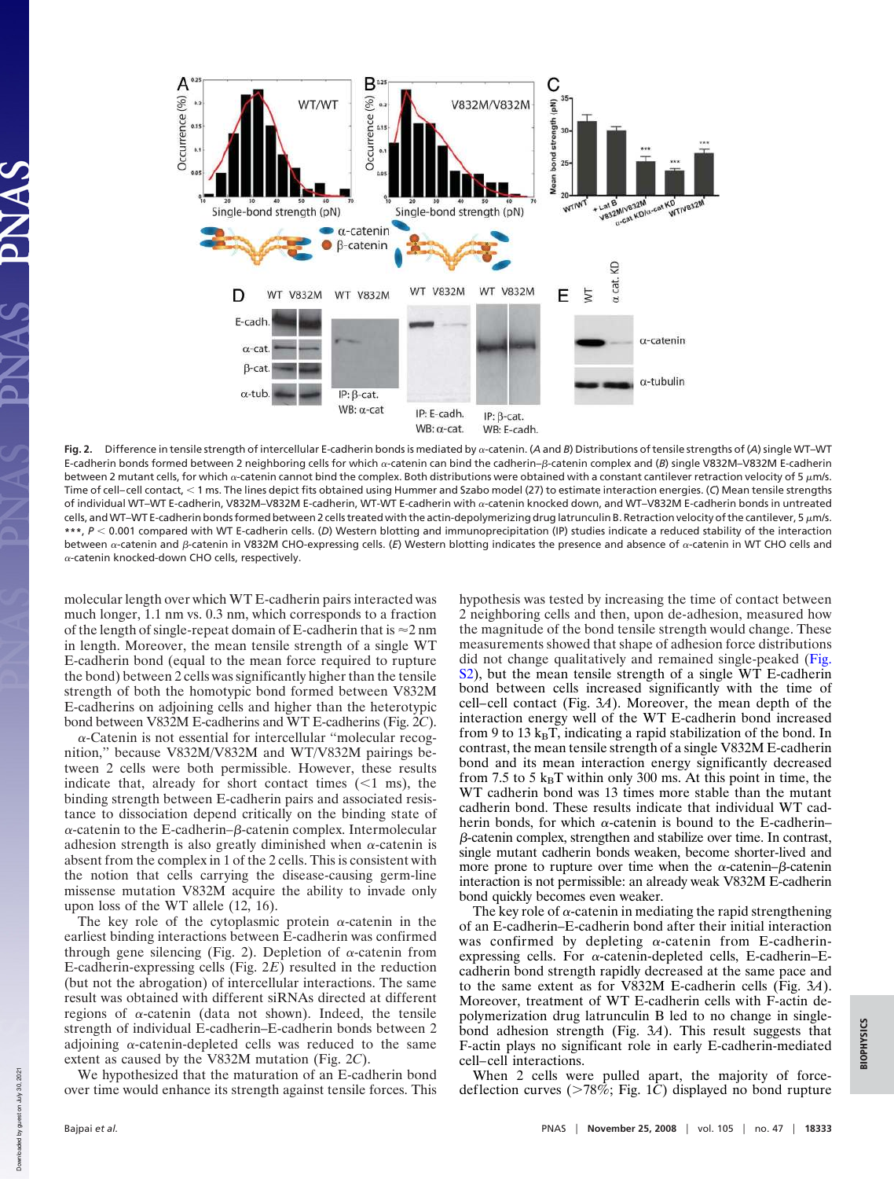**Fig. 2.** Difference in tensile strength of intercellular E-cadherin bonds is mediated by α-catenin. (*A* and *B*) Distributions of tensile strengths of (*A*) single WT–WT E-cadherin bonds formed between 2 neighboring cells for which α-catenin can bind the cadherin–β-catenin complex and (*B*) single V832M–V832M E-cadherin between 2 mutant cells, for which α-catenin cannot bind the complex. Both distributions were obtained with a constant cantilever retraction velocity of 5 μm/s. Time of cell–cell contact, < 1 ms. The lines depict fits obtained using Hummer and Szabo model (27) to estimate interaction energies. (*C*) Mean tensile strengths of individual WT–WT E-cadherin, V832M–V832M E-cadherin, WT-WT E-cadherin with α-catenin knocked down, and WT–V832M E-cadherin bonds in untreated cells, and WT–WT E-cadherin bonds formed between 2 cells treated with the actin-depolymerizing drug latrunculin B. Retraction velocity of the cantilever, 5 μm/s. ***, $P < 0.001$ compared with WT E-cadherin cells. (*D*) Western blotting and immunoprecipitation (IP) studies indicate a reduced stability of the interaction between α-catenin and β-catenin in V832M CHO-expressing cells. (*E*) Western blotting indicates the presence and absence of α-catenin in WT CHO cells and α-catenin knocked-down CHO cells, respectively.

molecular length over which WT E-cadherin pairs interacted was much longer, 1.1 nm vs. 0.3 nm, which corresponds to a fraction of the length of single-repeat domain of E-cadherin that is ≈2 nm in length. Moreover, the mean tensile strength of a single WT E-cadherin bond (equal to the mean force required to rupture the bond) between 2 cells was significantly higher than the tensile strength of both the homotypic bond formed between V832M E-cadherins on adjoining cells and higher than the heterotypic bond between V832M E-cadherins and WT E-cadherins (Fig. 2*C*).

α-Catenin is not essential for intercellular "molecular recognition," because V832M/V832M and WT/V832M pairings between 2 cells were both permissible. However, these results indicate that, already for short contact times (<1 ms), the binding strength between E-cadherin pairs and associated resistance to dissociation depend critically on the binding state of α-catenin to the E-cadherin–β-catenin complex. Intermolecular adhesion strength is also greatly diminished when α-catenin is absent from the complex in 1 of the 2 cells. This is consistent with the notion that cells carrying the disease-causing germ-line missense mutation V832M acquire the ability to invade only upon loss of the WT allele (12, 16).

The key role of the cytoplasmic protein α-catenin in the earliest binding interactions between E-cadherin was confirmed through gene silencing (Fig. 2). Depletion of α-catenin from E-cadherin-expressing cells (Fig. 2*E*) resulted in the reduction (but not the abrogation) of intercellular interactions. The same result was obtained with different siRNAs directed at different regions of α-catenin (data not shown). Indeed, the tensile strength of individual E-cadherin–E-cadherin bonds between 2 adjoining α-catenin-depleted cells was reduced to the same extent as caused by the V832M mutation (Fig. 2*C*).

We hypothesized that the maturation of an E-cadherin bond over time would enhance its strength against tensile forces. This hypothesis was tested by increasing the time of contact between 2 neighboring cells and then, upon de-adhesion, measured how the magnitude of the bond tensile strength would change. These measurements showed that shape of adhesion force distributions did not change qualitatively and remained single-peaked (Fig. S2), but the mean tensile strength of a single WT E-cadherin bond between cells increased significantly with the time of cell–cell contact (Fig. 3*A*). Moreover, the mean depth of the interaction energy well of the WT E-cadherin bond increased from 9 to 13 $k_BT$, indicating a rapid stabilization of the bond. In contrast, the mean tensile strength of a single V832M E-cadherin bond and its mean interaction energy significantly decreased from 7.5 to 5 $k_BT$ within only 300 ms. At this point in time, the WT cadherin bond was 13 times more stable than the mutant cadherin bond. These results indicate that individual WT cadherin bonds, for which α-catenin is bound to the E-cadherin–β-catenin complex, strengthen and stabilize over time. In contrast, single mutant cadherin bonds weaken, become shorter-lived and more prone to rupture over time when the α-catenin–β-catenin interaction is not permissible: an already weak V832M E-cadherin bond quickly becomes even weaker.

The key role of α-catenin in mediating the rapid strengthening of an E-cadherin–E-cadherin bond after their initial interaction was confirmed by depleting α-catenin from E-cadherin-expressing cells. For α-catenin-depleted cells, E-cadherin–E-cadherin bond strength rapidly decreased at the same pace and to the same extent as for V832M E-cadherin cells (Fig. 3*A*). Moreover, treatment of WT E-cadherin cells with F-actin depolymerization drug latrunculin B led to no change in single-bond adhesion strength (Fig. 3*A*). This result suggests that F-actin plays no significant role in early E-cadherin-mediated cell–cell interactions.

When 2 cells were pulled apart, the majority of force-deflection curves (>78%; Fig. 1*C*) displayed no bond rupture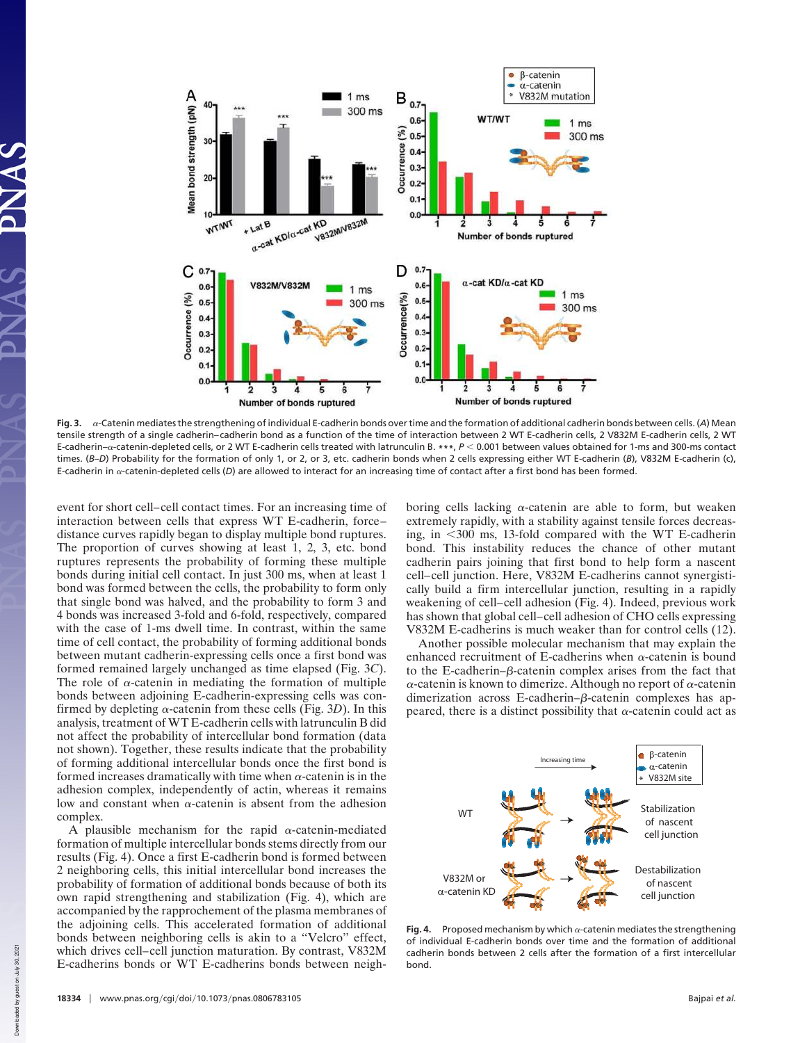**Fig. 3.** α-Catenin mediates the strengthening of individual E-cadherin bonds over time and the formation of additional cadherin bonds between cells. (*A*) Mean tensile strength of a single cadherin–cadherin bond as a function of the time of interaction between 2 WT E-cadherin cells, 2 V832M E-cadherin cells, 2 WT E-cadherin–α-catenin-depleted cells, or 2 WT E-cadherin cells treated with latrunculin B. ***, $P < 0.001$ between values obtained for 1-ms and 300-ms contact times. (*B*–*D*) Probability for the formation of only 1, or 2, or 3, etc. cadherin bonds when 2 cells expressing either WT E-cadherin (*B*), V832M E-cadherin (c), E-cadherin in α-catenin-depleted cells (*D*) are allowed to interact for an increasing time of contact after a first bond has been formed.

event for short cell–cell contact times. For an increasing time of interaction between cells that express WT E-cadherin, force–distance curves rapidly began to display multiple bond ruptures. The proportion of curves showing at least 1, 2, 3, etc. bond ruptures represents the probability of forming these multiple bonds during initial cell contact. In just 300 ms, when at least 1 bond was formed between the cells, the probability to form only that single bond was halved, and the probability to form 3 and 4 bonds was increased 3-fold and 6-fold, respectively, compared with the case of 1-ms dwell time. In contrast, within the same time of cell contact, the probability of forming additional bonds between mutant cadherin-expressing cells once a first bond was formed remained largely unchanged as time elapsed (Fig. 3*C*). The role of α-catenin in mediating the formation of multiple bonds between adjoining E-cadherin-expressing cells was confirmed by depleting α-catenin from these cells (Fig. 3*D*). In this analysis, treatment of WT E-cadherin cells with latrunculin B did not affect the probability of intercellular bond formation (data not shown). Together, these results indicate that the probability of forming additional intercellular bonds once the first bond is formed increases dramatically with time when α-catenin is in the adhesion complex, independently of actin, whereas it remains low and constant when α-catenin is absent from the adhesion complex.

A plausible mechanism for the rapid α-catenin-mediated formation of multiple intercellular bonds stems directly from our results (Fig. 4). Once a first E-cadherin bond is formed between 2 neighboring cells, this initial intercellular bond increases the probability of formation of additional bonds because of both its own rapid strengthening and stabilization (Fig. 4), which are accompanied by the rapprochement of the plasma membranes of the adjoining cells. This accelerated formation of additional bonds between neighboring cells is akin to a "Velcro" effect, which drives cell–cell junction maturation. By contrast, V832M E-cadherins bonds or WT E-cadherins bonds between neighboring cells lacking α-catenin are able to form, but weaken extremely rapidly, with a stability against tensile forces decreasing, in <300 ms, 13-fold compared with the WT E-cadherin bond. This instability reduces the chance of other mutant cadherin pairs joining that first bond to help form a nascent cell–cell junction. Here, V832M E-cadherins cannot synergistically build a firm intercellular junction, resulting in a rapidly weakening of cell–cell adhesion (Fig. 4). Indeed, previous work has shown that global cell–cell adhesion of CHO cells expressing V832M E-cadherins is much weaker than for control cells (12).

Another possible molecular mechanism that may explain the enhanced recruitment of E-cadherins when α-catenin is bound to the E-cadherin–β-catenin complex arises from the fact that α-catenin is known to dimerize. Although no report of α-catenin dimerization across E-cadherin–β-catenin complexes has appeared, there is a distinct possibility that α-catenin could act as

**Fig. 4.** Proposed mechanism by which α-catenin mediates the strengthening of individual E-cadherin bonds over time and the formation of additional cadherin bonds between 2 cells after the formation of a first intercellular bond.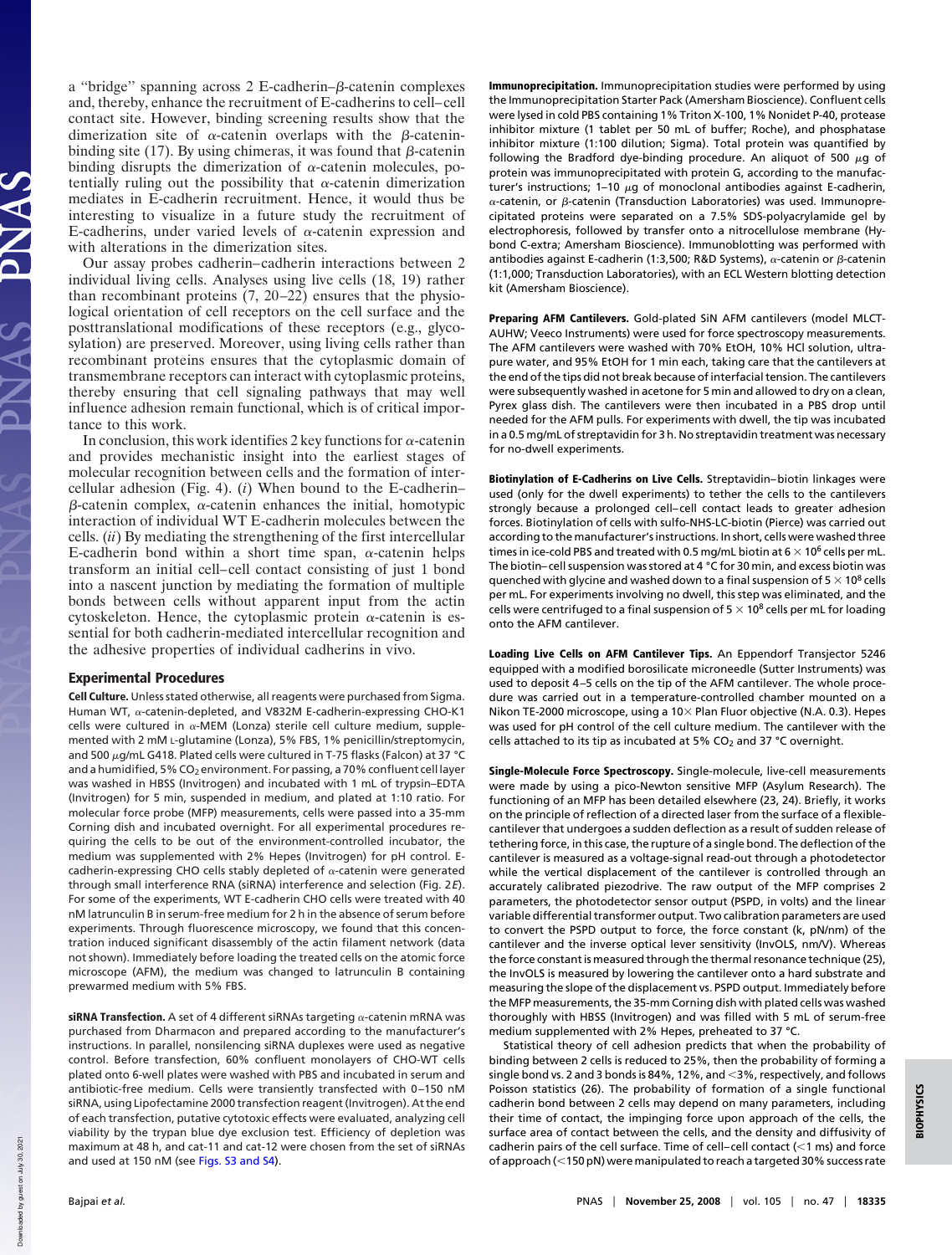a "bridge" spanning across 2 E-cadherin–β-catenin complexes and, thereby, enhance the recruitment of E-cadherins to cell–cell contact site. However, binding screening results show that the dimerization site of α-catenin overlaps with the β-catenin-binding site (17). By using chimeras, it was found that β-catenin binding disrupts the dimerization of α-catenin molecules, potentially ruling out the possibility that α-catenin dimerization mediates in E-cadherin recruitment. Hence, it would thus be interesting to visualize in a future study the recruitment of E-cadherins, under varied levels of α-catenin expression and with alterations in the dimerization sites.

Our assay probes cadherin–cadherin interactions between 2 individual living cells. Analyses using live cells (18, 19) rather than recombinant proteins (7, 20–22) ensures that the physiological orientation of cell receptors on the cell surface and the posttranslational modifications of these receptors (e.g., glycosylation) are preserved. Moreover, using living cells rather than recombinant proteins ensures that the cytoplasmic domain of transmembrane receptors can interact with cytoplasmic proteins, thereby ensuring that cell signaling pathways that may well influence adhesion remain functional, which is of critical importance to this work.

In conclusion, this work identifies 2 key functions for α-catenin and provides mechanistic insight into the earliest stages of molecular recognition between cells and the formation of intercellular adhesion (Fig. 4). (*i*) When bound to the E-cadherin–β-catenin complex, α-catenin enhances the initial, homotypic interaction of individual WT E-cadherin molecules between the cells. (*ii*) By mediating the strengthening of the first intercellular E-cadherin bond within a short time span, α-catenin helps transform an initial cell–cell contact consisting of just 1 bond into a nascent junction by mediating the formation of multiple bonds between cells without apparent input from the actin cytoskeleton. Hence, the cytoplasmic protein α-catenin is essential for both cadherin-mediated intercellular recognition and the adhesive properties of individual cadherins in vivo.

## Experimental Procedures

**Cell Culture.** Unless stated otherwise, all reagents were purchased from Sigma. Human WT, α-catenin-depleted, and V832M E-cadherin-expressing CHO-K1 cells were cultured in α-MEM (Lonza) sterile cell culture medium, supplemented with 2 mM L-glutamine (Lonza), 5% FBS, 1% penicillin/streptomycin, and 500 μg/mL G418. Plated cells were cultured in T-75 flasks (Falcon) at 37 °C and a humidified, 5% $CO_2$ environment. For passing, a 70% confluent cell layer was washed in HBSS (Invitrogen) and incubated with 1 mL of trypsin–EDTA (Invitrogen) for 5 min, suspended in medium, and plated at 1:10 ratio. For molecular force probe (MFP) measurements, cells were passed into a 35-mm Corning dish and incubated overnight. For all experimental procedures requiring the cells to be out of the environment-controlled incubator, the medium was supplemented with 2% Hepes (Invitrogen) for pH control. E-cadherin-expressing CHO cells stably depleted of α-catenin were generated through small interference RNA (siRNA) interference and selection (Fig. 2*E*). For some of the experiments, WT E-cadherin CHO cells were treated with 40 nM latrunculin B in serum-free medium for 2 h in the absence of serum before experiments. Through fluorescence microscopy, we found that this concentration induced significant disassembly of the actin filament network (data not shown). Immediately before loading the treated cells on the atomic force microscope (AFM), the medium was changed to latrunculin B containing prewarmed medium with 5% FBS.

**siRNA Transfection.** A set of 4 different siRNAs targeting α-catenin mRNA was purchased from Dharmacon and prepared according to the manufacturer's instructions. In parallel, nonsilencing siRNA duplexes were used as negative control. Before transfection, 60% confluent monolayers of CHO-WT cells plated onto 6-well plates were washed with PBS and incubated in serum and antibiotic-free medium. Cells were transiently transfected with 0–150 nM siRNA, using Lipofectamine 2000 transfection reagent (Invitrogen). At the end of each transfection, putative cytotoxic effects were evaluated, analyzing cell viability by the trypan blue dye exclusion test. Efficiency of depletion was maximum at 48 h, and cat-11 and cat-12 were chosen from the set of siRNAs and used at 150 nM (see Figs. S3 and S4).

**Immunoprecipitation.** Immunoprecipitation studies were performed by using the Immunoprecipitation Starter Pack (Amersham Bioscience). Confluent cells were lysed in cold PBS containing 1% Triton X-100, 1% Nonidet P-40, protease inhibitor mixture (1 tablet per 50 mL of buffer; Roche), and phosphatase inhibitor mixture (1:100 dilution; Sigma). Total protein was quantified by following the Bradford dye-binding procedure. An aliquot of 500 μg of protein was immunoprecipitated with protein G, according to the manufacturer's instructions; 1–10 μg of monoclonal antibodies against E-cadherin, α-catenin, or β-catenin (Transduction Laboratories) was used. Immunoprecipitated proteins were separated on a 7.5% SDS-polyacrylamide gel by electrophoresis, followed by transfer onto a nitrocellulose membrane (Hybond C-extra; Amersham Bioscience). Immunoblotting was performed with antibodies against E-cadherin (1:3,500; R&D Systems), α-catenin or β-catenin (1:1,000; Transduction Laboratories), with an ECL Western blotting detection kit (Amersham Bioscience).

**Preparing AFM Cantilevers.** Gold-plated SiN AFM cantilevers (model MLCT-AUHW; Veeco Instruments) were used for force spectroscopy measurements. The AFM cantilevers were washed with 70% EtOH, 10% HCl solution, ultrapure water, and 95% EtOH for 1 min each, taking care that the cantilevers at the end of the tips did not break because of interfacial tension. The cantilevers were subsequently washed in acetone for 5 min and allowed to dry on a clean, Pyrex glass dish. The cantilevers were then incubated in a PBS drop until needed for the AFM pulls. For experiments with dwell, the tip was incubated in a 0.5 mg/mL of streptavidin for 3 h. No streptavidin treatment was necessary for no-dwell experiments.

**Biotinylation of E-Cadherins on Live Cells.** Streptavidin–biotin linkages were used (only for the dwell experiments) to tether the cells to the cantilevers strongly because a prolonged cell–cell contact leads to greater adhesion forces. Biotinylation of cells with sulfo-NHS-LC-biotin (Pierce) was carried out according to the manufacturer's instructions. In short, cells were washed three times in ice-cold PBS and treated with 0.5 mg/mL biotin at $6 \times 10^6$ cells per mL. The biotin–cell suspension was stored at 4 °C for 30 min, and excess biotin was quenched with glycine and washed down to a final suspension of $5 \times 10^8$ cells per mL. For experiments involving no dwell, this step was eliminated, and the cells were centrifuged to a final suspension of $5 \times 10^8$ cells per mL for loading onto the AFM cantilever.

**Loading Live Cells on AFM Cantilever Tips.** An Eppendorf Transjector 5246 equipped with a modified borosilicate microneedle (Sutter Instruments) was used to deposit 4–5 cells on the tip of the AFM cantilever. The whole procedure was carried out in a temperature-controlled chamber mounted on a Nikon TE-2000 microscope, using a 10× Plan Fluor objective (N.A. 0.3). Hepes was used for pH control of the cell culture medium. The cantilever with the cells attached to its tip as incubated at 5% $CO_2$ and 37 °C overnight.

**Single-Molecule Force Spectroscopy.** Single-molecule, live-cell measurements were made by using a pico-Newton sensitive MFP (Asylum Research). The functioning of an MFP has been detailed elsewhere (23, 24). Briefly, it works on the principle of reflection of a directed laser from the surface of a flexible-cantilever that undergoes a sudden deflection as a result of sudden release of tethering force, in this case, the rupture of a single bond. The deflection of the cantilever is measured as a voltage-signal read-out through a photodetector while the vertical displacement of the cantilever is controlled through an accurately calibrated piezodrive. The raw output of the MFP comprises 2 parameters, the photodetector sensor output (PSPD, in volts) and the linear variable differential transformer output. Two calibration parameters are used to convert the PSPD output to force, the force constant (k, pN/nm) of the cantilever and the inverse optical lever sensitivity (InvOLS, nm/V). Whereas the force constant is measured through the thermal resonance technique (25), the InvOLS is measured by lowering the cantilever onto a hard substrate and measuring the slope of the displacement vs. PSPD output. Immediately before the MFP measurements, the 35-mm Corning dish with plated cells was washed thoroughly with HBSS (Invitrogen) and was filled with 5 mL of serum-free medium supplemented with 2% Hepes, preheated to 37 °C.

Statistical theory of cell adhesion predicts that when the probability of binding between 2 cells is reduced to 25%, then the probability of forming a single bond vs. 2 and 3 bonds is 84%, 12%, and <3%, respectively, and follows Poisson statistics (26). The probability of formation of a single functional cadherin bond between 2 cells may depend on many parameters, including their time of contact, the impinging force upon approach of the cells, the surface area of contact between the cells, and the density and diffusivity of cadherin pairs of the cell surface. Time of cell–cell contact (<1 ms) and force of approach (<150 pN) were manipulated to reach a targeted 30% success rate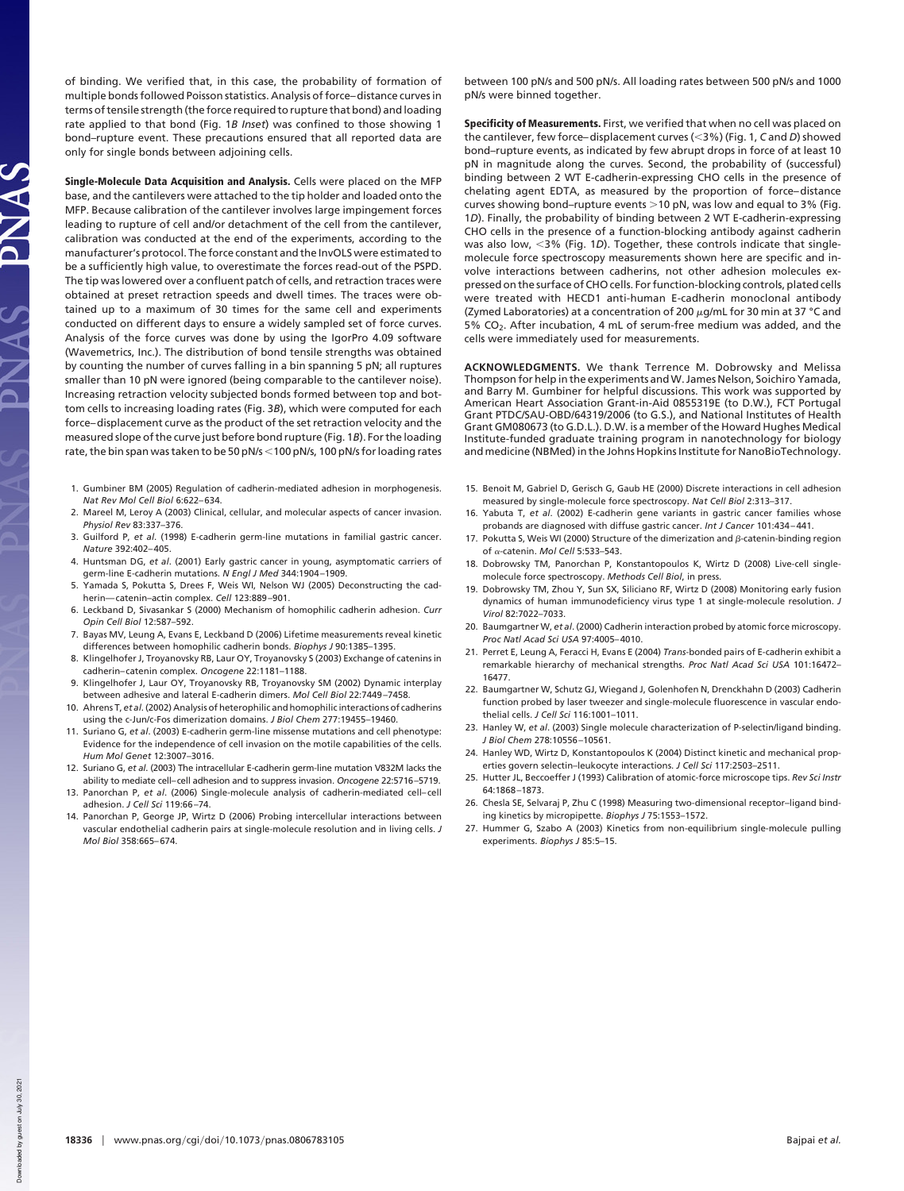of binding. We verified that, in this case, the probability of formation of multiple bonds followed Poisson statistics. Analysis of force–distance curves in terms of tensile strength (the force required to rupture that bond) and loading rate applied to that bond (Fig. 1*B Inset*) was confined to those showing 1 bond–rupture event. These precautions ensured that all reported data are only for single bonds between adjoining cells.

**Single-Molecule Data Acquisition and Analysis.** Cells were placed on the MFP base, and the cantilevers were attached to the tip holder and loaded onto the MFP. Because calibration of the cantilever involves large impingement forces leading to rupture of cell and/or detachment of the cell from the cantilever, calibration was conducted at the end of the experiments, according to the manufacturer's protocol. The force constant and the InvOLS were estimated to be a sufficiently high value, to overestimate the forces read-out of the PSPD. The tip was lowered over a confluent patch of cells, and retraction traces were obtained at preset retraction speeds and dwell times. The traces were obtained up to a maximum of 30 times for the same cell and experiments conducted on different days to ensure a widely sampled set of force curves. Analysis of the force curves was done by using the IgorPro 4.09 software (Wavemetrics, Inc.). The distribution of bond tensile strengths was obtained by counting the number of curves falling in a bin spanning 5 pN; all ruptures smaller than 10 pN were ignored (being comparable to the cantilever noise). Increasing retraction velocity subjected bonds formed between top and bottom cells to increasing loading rates (Fig. 3*B*), which were computed for each force–displacement curve as the product of the set retraction velocity and the measured slope of the curve just before bond rupture (Fig. 1*B*). For the loading rate, the bin span was taken to be 50 pN/s <100 pN/s, 100 pN/s for loading rates between 100 pN/s and 500 pN/s. All loading rates between 500 pN/s and 1000 pN/s were binned together.

**Specificity of Measurements.** First, we verified that when no cell was placed on the cantilever, few force–displacement curves (<3%) (Fig. 1, *C* and *D*) showed bond–rupture events, as indicated by few abrupt drops in force of at least 10 pN in magnitude along the curves. Second, the probability of (successful) binding between 2 WT E-cadherin-expressing CHO cells in the presence of chelating agent EDTA, as measured by the proportion of force–distance curves showing bond–rupture events >10 pN, was low and equal to 3% (Fig. 1*D*). Finally, the probability of binding between 2 WT E-cadherin-expressing CHO cells in the presence of a function-blocking antibody against cadherin was also low, <3% (Fig. 1*D*). Together, these controls indicate that single-molecule force spectroscopy measurements shown here are specific and involve interactions between cadherins, not other adhesion molecules expressed on the surface of CHO cells. For function-blocking controls, plated cells were treated with HECD1 anti-human E-cadherin monoclonal antibody (Zymed Laboratories) at a concentration of 200 μg/mL for 30 min at 37 °C and 5% $CO_2$. After incubation, 4 mL of serum-free medium was added, and the cells were immediately used for measurements.

**ACKNOWLEDGMENTS.** We thank Terrence M. Dobrowsky and Melissa Thompson for help in the experiments and W. James Nelson, Soichiro Yamada, and Barry M. Gumbiner for helpful discussions. This work was supported by American Heart Association Grant-in-Aid 0855319E (to D.W.), FCT Portugal Grant PTDC/SAU-OBD/64319/2006 (to G.S.), and National Institutes of Health Grant GM080673 (to G.D.L.). D.W. is a member of the Howard Hughes Medical Institute-funded graduate training program in nanotechnology for biology and medicine (NBMed) in the Johns Hopkins Institute for NanoBioTechnology.

1. Gumbiner BM (2005) Regulation of cadherin-mediated adhesion in morphogenesis. *Nat Rev Mol Cell Biol* 6:622–634.
2. Mareel M, Leroy A (2003) Clinical, cellular, and molecular aspects of cancer invasion. *Physiol Rev* 83:337–376.
3. Guilford P, *et al*. (1998) E-cadherin germ-line mutations in familial gastric cancer. *Nature* 392:402–405.
4. Huntsman DG, *et al*. (2001) Early gastric cancer in young, asymptomatic carriers of germ-line E-cadherin mutations. *N Engl J Med* 344:1904–1909.
5. Yamada S, Pokutta S, Drees F, Weis WI, Nelson WJ (2005) Deconstructing the cadherin—catenin–actin complex. *Cell* 123:889–901.
6. Leckband D, Sivasankar S (2000) Mechanism of homophilic cadherin adhesion. *Curr Opin Cell Biol* 12:587–592.
7. Bayas MV, Leung A, Evans E, Leckband D (2006) Lifetime measurements reveal kinetic differences between homophilic cadherin bonds. *Biophys J* 90:1385–1395.
8. Klingelhofer J, Troyanovsky RB, Laur OY, Troyanovsky S (2003) Exchange of catenins in cadherin–catenin complex. *Oncogene* 22:1181–1188.
9. Klingelhofer J, Laur OY, Troyanovsky RB, Troyanovsky SM (2002) Dynamic interplay between adhesive and lateral E-cadherin dimers. *Mol Cell Biol* 22:7449–7458.
10. Ahrens T, *et al*. (2002) Analysis of heterophilic and homophilic interactions of cadherins using the c-Jun/c-Fos dimerization domains. *J Biol Chem* 277:19455–19460.
11. Suriano G, *et al*. (2003) E-cadherin germ-line missense mutations and cell phenotype: Evidence for the independence of cell invasion on the motile capabilities of the cells. *Hum Mol Genet* 12:3007–3016.
12. Suriano G, *et al*. (2003) The intracellular E-cadherin germ-line mutation V832M lacks the ability to mediate cell–cell adhesion and to suppress invasion. *Oncogene* 22:5716–5719.
13. Panorchan P, *et al*. (2006) Single-molecule analysis of cadherin-mediated cell–cell adhesion. *J Cell Sci* 119:66–74.
14. Panorchan P, George JP, Wirtz D (2006) Probing intercellular interactions between vascular endothelial cadherin pairs at single-molecule resolution and in living cells. *J Mol Biol* 358:665–674.
15. Benoit M, Gabriel D, Gerisch G, Gaub HE (2000) Discrete interactions in cell adhesion measured by single-molecule force spectroscopy. *Nat Cell Biol* 2:313–317.
16. Yabuta T, *et al*. (2002) E-cadherin gene variants in gastric cancer families whose probands are diagnosed with diffuse gastric cancer. *Int J Cancer* 101:434–441.
17. Pokutta S, Weis WI (2000) Structure of the dimerization and β-catenin-binding region of α-catenin. *Mol Cell* 5:533–543.
18. Dobrowsky TM, Panorchan P, Konstantopoulos K, Wirtz D (2008) Live-cell single-molecule force spectroscopy. *Methods Cell Biol*, in press.
19. Dobrowsky TM, Zhou Y, Sun SX, Siliciano RF, Wirtz D (2008) Monitoring early fusion dynamics of human immunodeficiency virus type 1 at single-molecule resolution. *J Virol* 82:7022–7033.
20. Baumgartner W, *et al*. (2000) Cadherin interaction probed by atomic force microscopy. *Proc Natl Acad Sci USA* 97:4005–4010.
21. Perret E, Leung A, Feracci H, Evans E (2004) *Trans*-bonded pairs of E-cadherin exhibit a remarkable hierarchy of mechanical strengths. *Proc Natl Acad Sci USA* 101:16472–16477.
22. Baumgartner W, Schutz GJ, Wiegand J, Golenhofen N, Drenckhahn D (2003) Cadherin function probed by laser tweezer and single-molecule fluorescence in vascular endothelial cells. *J Cell Sci* 116:1001–1011.
23. Hanley W, *et al*. (2003) Single molecule characterization of P-selectin/ligand binding. *J Biol Chem* 278:10556–10561.
24. Hanley WD, Wirtz D, Konstantopoulos K (2004) Distinct kinetic and mechanical properties govern selectin–leukocyte interactions. *J Cell Sci* 117:2503–2511.
25. Hutter JL, Beccoeffer J (1993) Calibration of atomic-force microscope tips. *Rev Sci Instr* 64:1868–1873.
26. Chesla SE, Selvaraj P, Zhu C (1998) Measuring two-dimensional receptor–ligand binding kinetics by micropipette. *Biophys J* 75:1553–1572.
27. Hummer G, Szabo A (2003) Kinetics from non-equilibrium single-molecule pulling experiments. *Biophys J* 85:5–15.